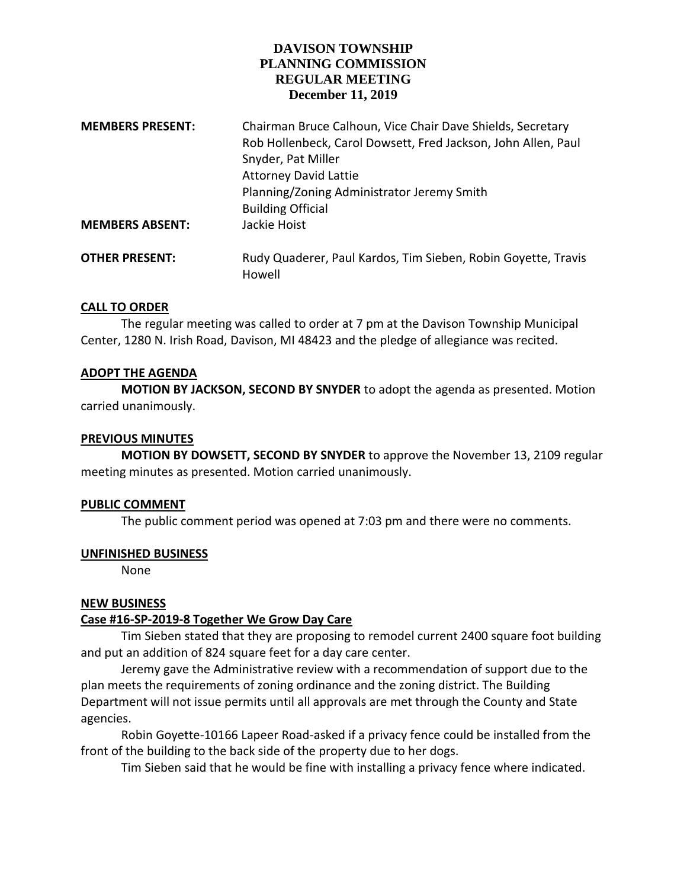# DAVISON TOWNSHIP
# PLANNING COMMISSION
# REGULAR MEETING
## December 11, 2019

| | |
|---|---|
| **MEMBERS PRESENT:** | Chairman Bruce Calhoun, Vice Chair Dave Shields, Secretary Rob Hollenbeck, Carol Dowsett, Fred Jackson, John Allen, Paul Snyder, Pat Miller<br>Attorney David Lattie<br>Planning/Zoning Administrator Jeremy Smith<br>Building Official |
| **MEMBERS ABSENT:** | Jackie Hoist |
| **OTHER PRESENT:** | Rudy Quaderer, Paul Kardos, Tim Sieben, Robin Goyette, Travis Howell |

**CALL TO ORDER**

The regular meeting was called to order at 7 pm at the Davison Township Municipal Center, 1280 N. Irish Road, Davison, MI 48423 and the pledge of allegiance was recited.

**ADOPT THE AGENDA**

**MOTION BY JACKSON, SECOND BY SNYDER** to adopt the agenda as presented. Motion carried unanimously.

**PREVIOUS MINUTES**

**MOTION BY DOWSETT, SECOND BY SNYDER** to approve the November 13, 2109 regular meeting minutes as presented. Motion carried unanimously.

**PUBLIC COMMENT**

The public comment period was opened at 7:03 pm and there were no comments.

**UNFINISHED BUSINESS**

None

**NEW BUSINESS**

**Case #16-SP-2019-8 Together We Grow Day Care**

Tim Sieben stated that they are proposing to remodel current 2400 square foot building and put an addition of 824 square feet for a day care center.

Jeremy gave the Administrative review with a recommendation of support due to the plan meets the requirements of zoning ordinance and the zoning district. The Building Department will not issue permits until all approvals are met through the County and State agencies.

Robin Goyette-10166 Lapeer Road-asked if a privacy fence could be installed from the front of the building to the back side of the property due to her dogs.

Tim Sieben said that he would be fine with installing a privacy fence where indicated.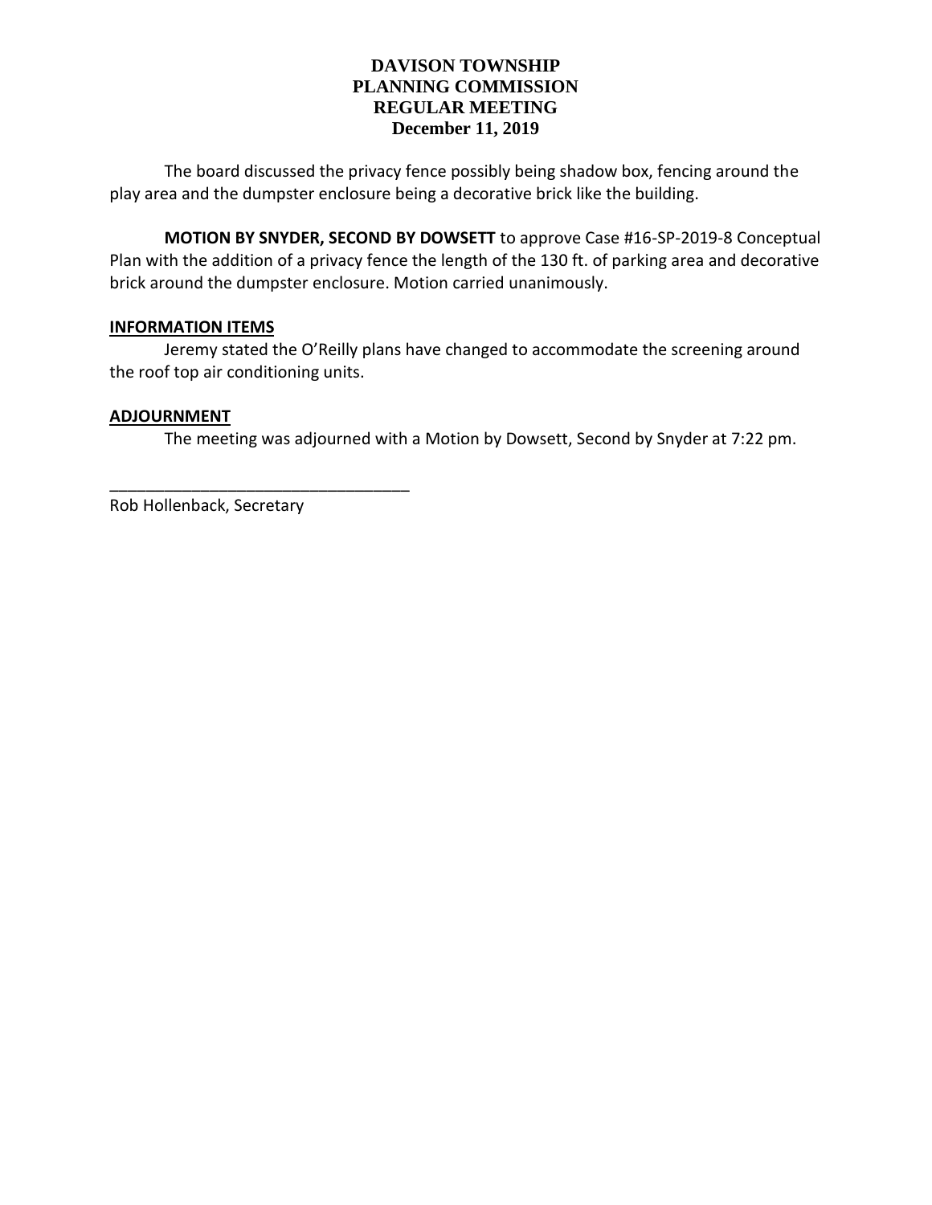**DAVISON TOWNSHIP**
**PLANNING COMMISSION**
**REGULAR MEETING**
**December 11, 2019**

The board discussed the privacy fence possibly being shadow box, fencing around the play area and the dumpster enclosure being a decorative brick like the building.

**MOTION BY SNYDER, SECOND BY DOWSETT** to approve Case #16-SP-2019-8 Conceptual Plan with the addition of a privacy fence the length of the 130 ft. of parking area and decorative brick around the dumpster enclosure. Motion carried unanimously.

**INFORMATION ITEMS**

Jeremy stated the O'Reilly plans have changed to accommodate the screening around the roof top air conditioning units.

**ADJOURNMENT**

The meeting was adjourned with a Motion by Dowsett, Second by Snyder at 7:22 pm.

_________________________________
Rob Hollenback, Secretary